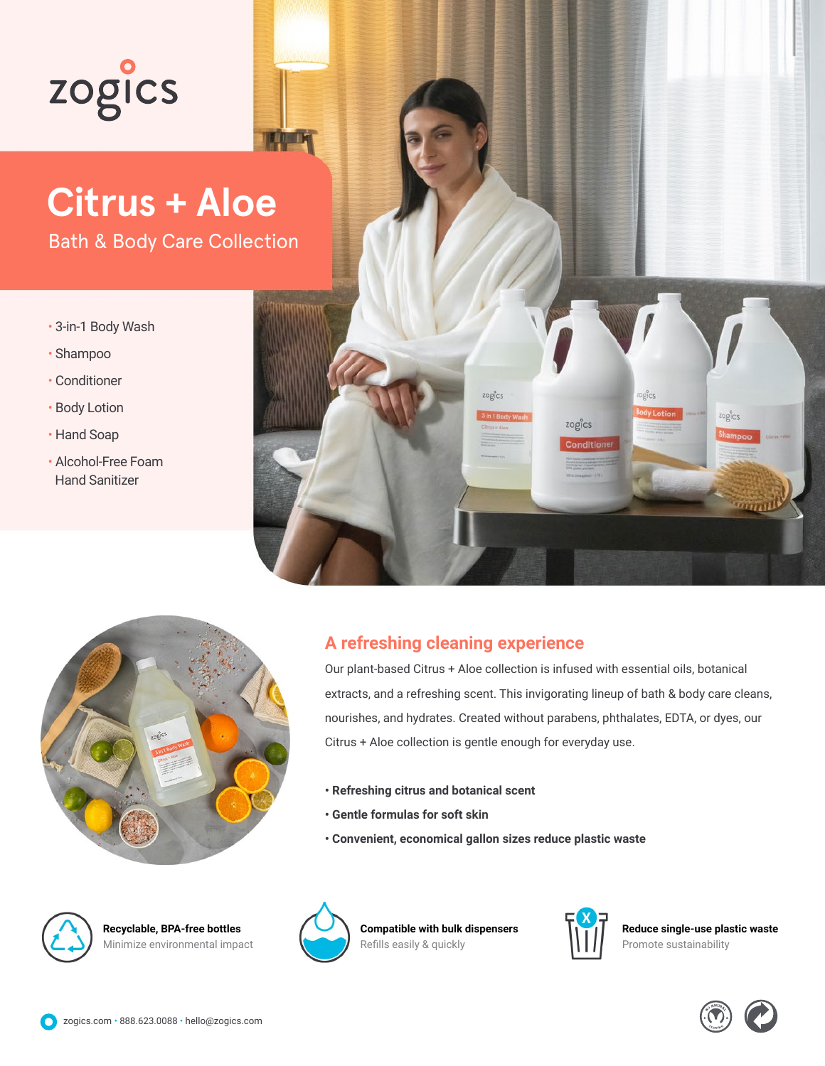zogics

# Citrus + Aloe

## Bath & Body Care Collection

- 3-in-1 Body Wash
- Shampoo
- Conditioner
- Body Lotion
- Hand Soap
- Alcohol-Free Foam Hand Sanitizer

## A refreshing cleaning experience

Our plant-based Citrus + Aloe collection is infused with essential oils, botanical extracts, and a refreshing scent. This invigorating lineup of bath & body care cleans, nourishes, and hydrates. Created without parabens, phthalates, EDTA, or dyes, our Citrus + Aloe collection is gentle enough for everyday use.

- **Refreshing citrus and botanical scent**
- **Gentle formulas for soft skin**
- **Convenient, economical gallon sizes reduce plastic waste**

**Recyclable, BPA-free bottles**
Minimize environmental impact

**Compatible with bulk dispensers**
Refills easily & quickly

**Reduce single-use plastic waste**
Promote sustainability

zogics.com • 888.623.0088 • hello@zogics.com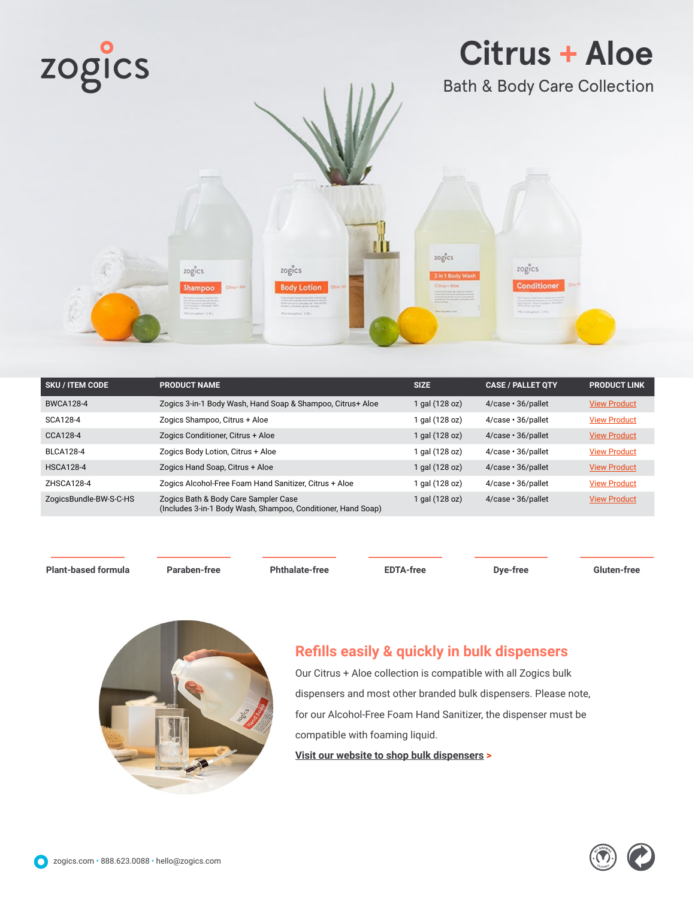# Citrus + Aloe

## Bath & Body Care Collection

| SKU / ITEM CODE | PRODUCT NAME | SIZE | CASE / PALLET QTY | PRODUCT LINK |
|---|---|---|---|---|
| BWCA128-4 | Zogics 3-in-1 Body Wash, Hand Soap & Shampoo, Citrus+ Aloe | 1 gal (128 oz) | 4/case • 36/pallet | View Product |
| SCA128-4 | Zogics Shampoo, Citrus + Aloe | 1 gal (128 oz) | 4/case • 36/pallet | View Product |
| CCA128-4 | Zogics Conditioner, Citrus + Aloe | 1 gal (128 oz) | 4/case • 36/pallet | View Product |
| BLCA128-4 | Zogics Body Lotion, Citrus + Aloe | 1 gal (128 oz) | 4/case • 36/pallet | View Product |
| HSCA128-4 | Zogics Hand Soap, Citrus + Aloe | 1 gal (128 oz) | 4/case • 36/pallet | View Product |
| ZHSCA128-4 | Zogics Alcohol-Free Foam Hand Sanitizer, Citrus + Aloe | 1 gal (128 oz) | 4/case • 36/pallet | View Product |
| ZogicsBundle-BW-S-C-HS | Zogics Bath & Body Care Sampler Case (Includes 3-in-1 Body Wash, Shampoo, Conditioner, Hand Soap) | 1 gal (128 oz) | 4/case • 36/pallet | View Product |

**Plant-based formula** | **Paraben-free** | **Phthalate-free** | **EDTA-free** | **Dye-free** | **Gluten-free**

## Refills easily & quickly in bulk dispensers

Our Citrus + Aloe collection is compatible with all Zogics bulk dispensers and most other branded bulk dispensers. Please note, for our Alcohol-Free Foam Hand Sanitizer, the dispenser must be compatible with foaming liquid.

**Visit our website to shop bulk dispensers >**

zogics.com • 888.623.0088 • hello@zogics.com